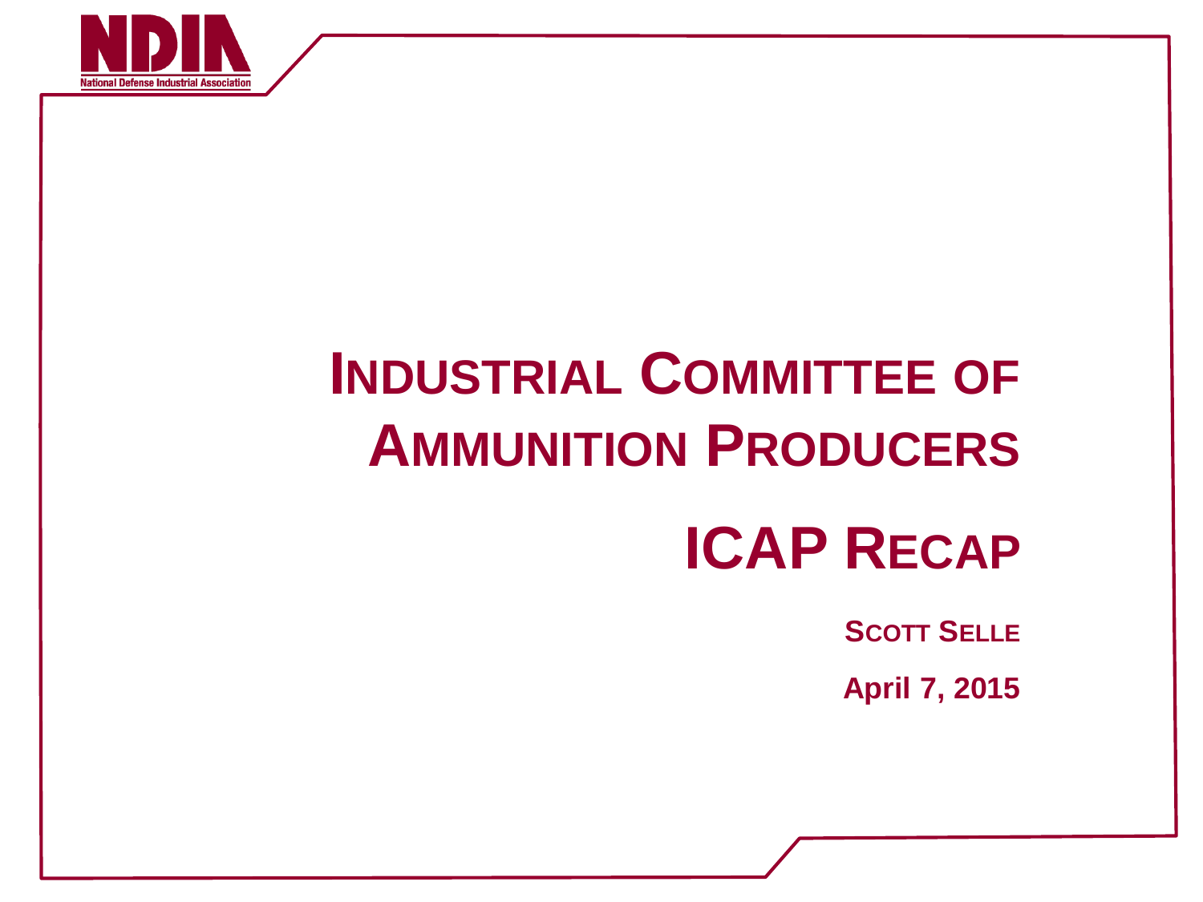NDIA

National Defense Industrial Association

# Industrial Committee of Ammunition Producers

# ICAP Recap

**Scott Selle**

**April 7, 2015**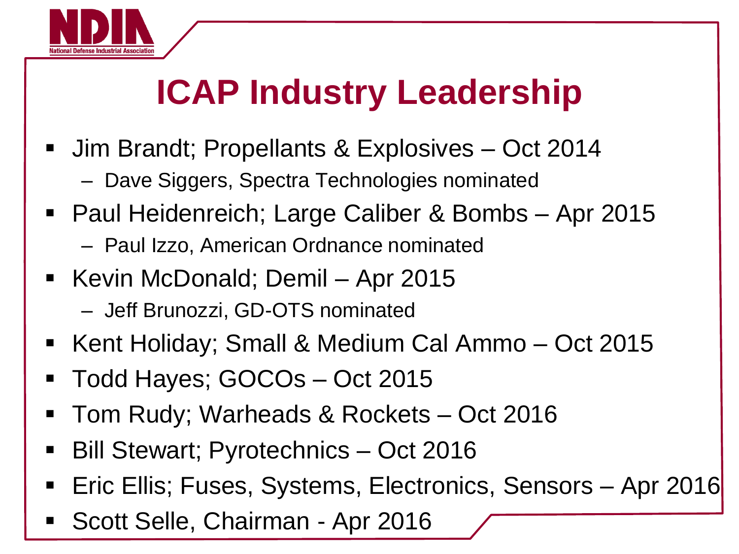# ICAP Industry Leadership

- Jim Brandt; Propellants & Explosives – Oct 2014
  - Dave Siggers, Spectra Technologies nominated
- Paul Heidenreich; Large Caliber & Bombs – Apr 2015
  - Paul Izzo, American Ordnance nominated
- Kevin McDonald; Demil – Apr 2015
  - Jeff Brunozzi, GD-OTS nominated
- Kent Holiday; Small & Medium Cal Ammo – Oct 2015
- Todd Hayes; GOCOs – Oct 2015
- Tom Rudy; Warheads & Rockets – Oct 2016
- Bill Stewart; Pyrotechnics – Oct 2016
- Eric Ellis; Fuses, Systems, Electronics, Sensors – Apr 2016
- Scott Selle, Chairman - Apr 2016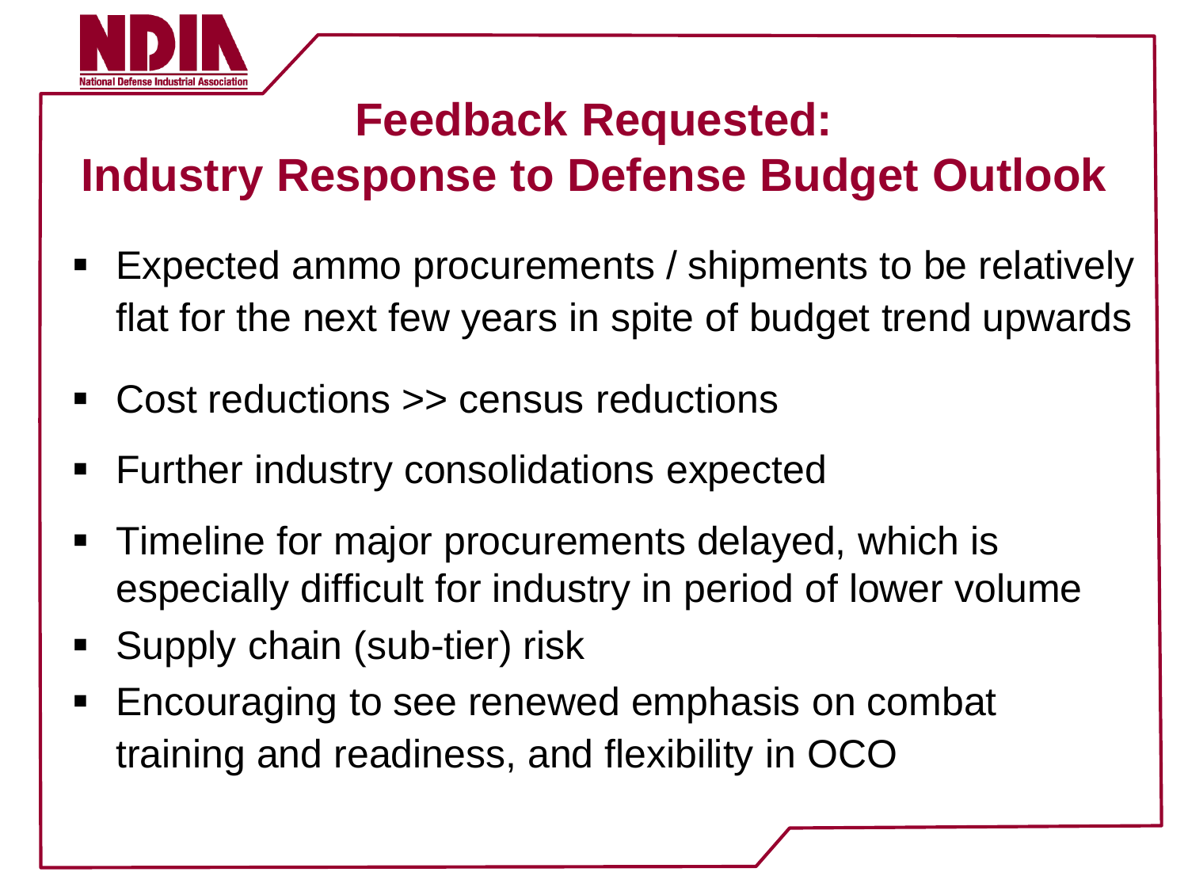# Feedback Requested: Industry Response to Defense Budget Outlook

- Expected ammo procurements / shipments to be relatively flat for the next few years in spite of budget trend upwards
- Cost reductions >> census reductions
- Further industry consolidations expected
- Timeline for major procurements delayed, which is especially difficult for industry in period of lower volume
- Supply chain (sub-tier) risk
- Encouraging to see renewed emphasis on combat training and readiness, and flexibility in OCO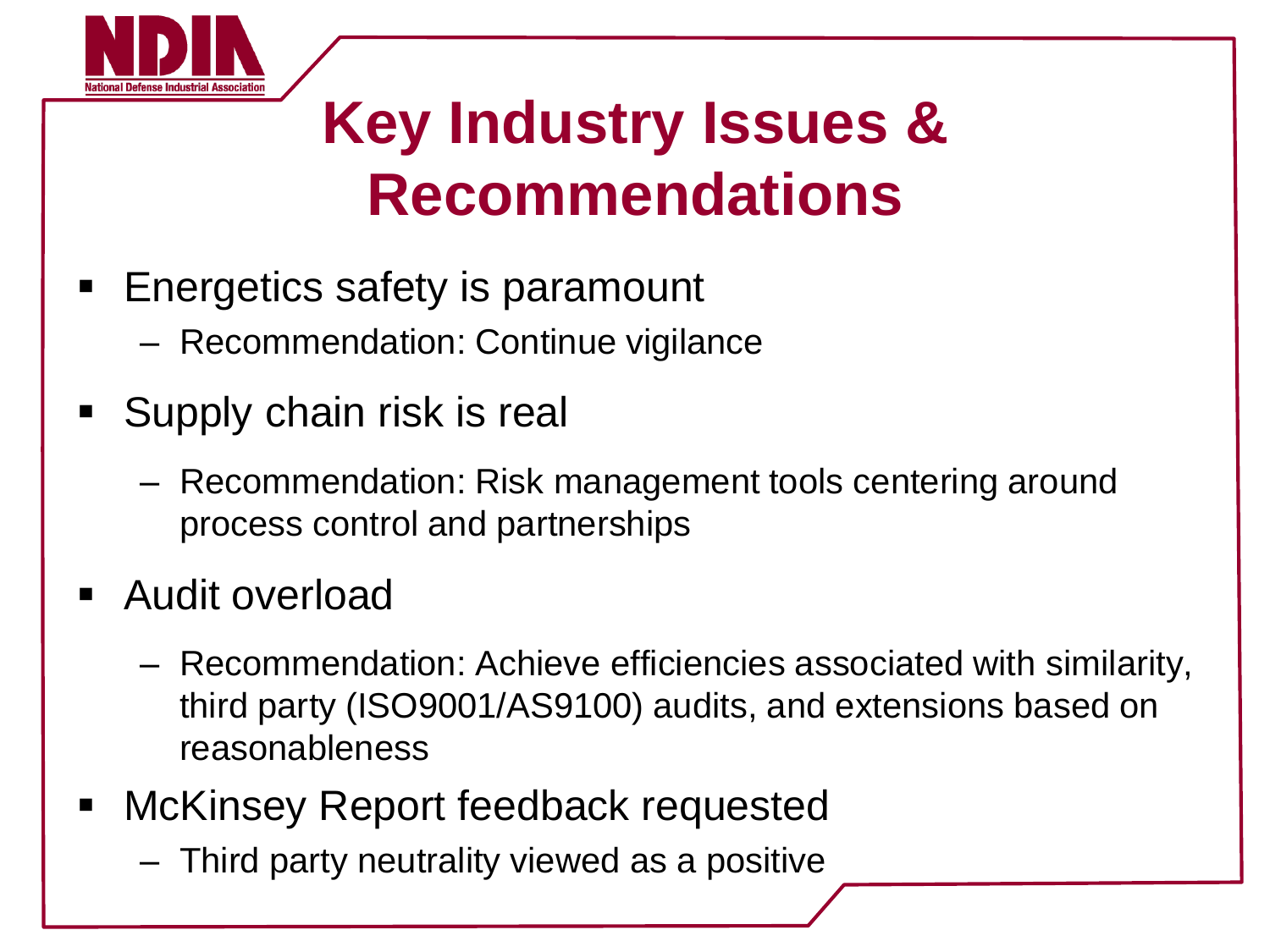# Key Industry Issues & Recommendations

- Energetics safety is paramount
  - Recommendation: Continue vigilance
- Supply chain risk is real
  - Recommendation: Risk management tools centering around process control and partnerships
- Audit overload
  - Recommendation: Achieve efficiencies associated with similarity, third party (ISO9001/AS9100) audits, and extensions based on reasonableness
- McKinsey Report feedback requested
  - Third party neutrality viewed as a positive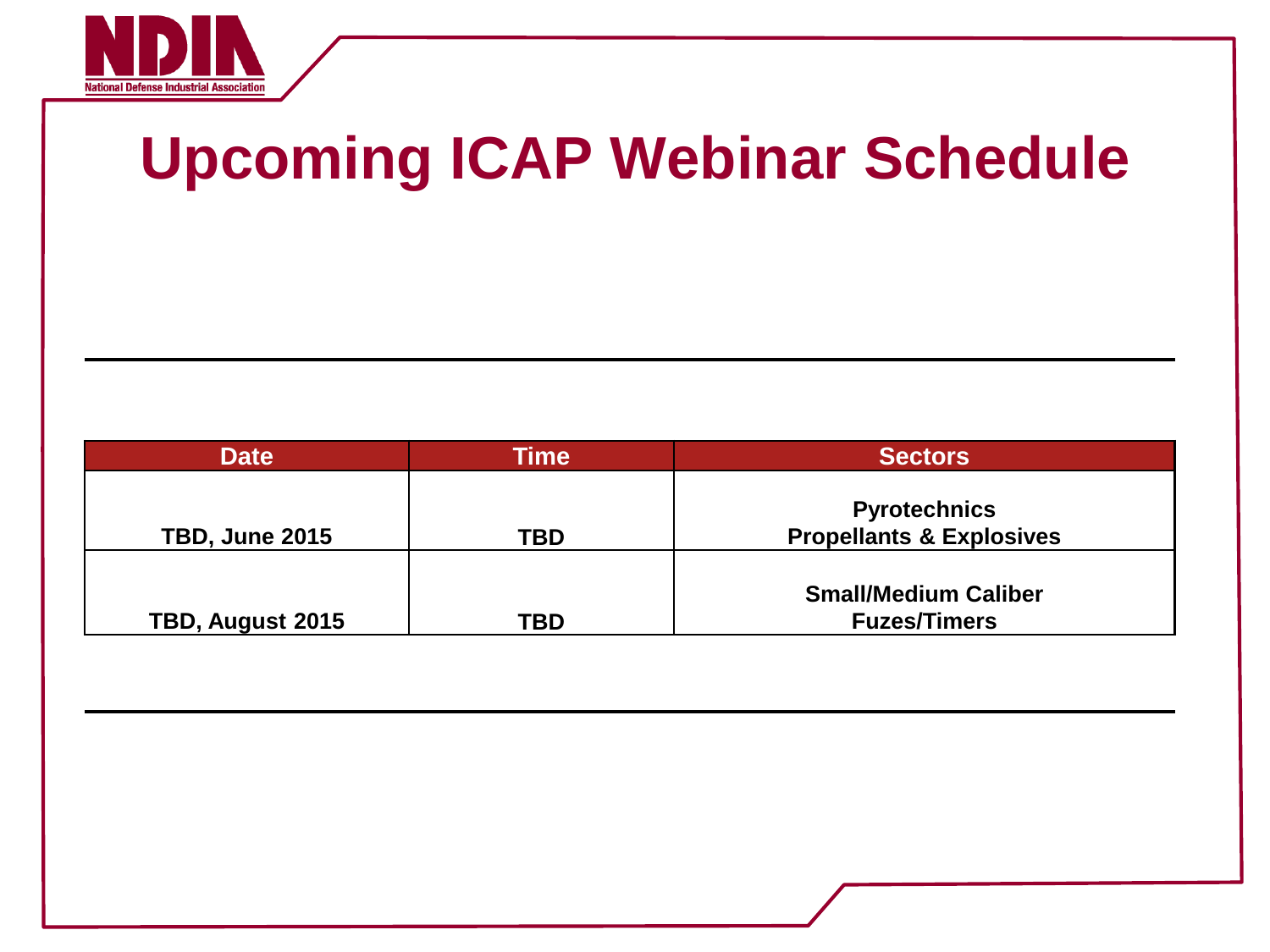# Upcoming ICAP Webinar Schedule

| Date | Time | Sectors |
|---|---|---|
| TBD, June 2015 | TBD | Pyrotechnics<br>Propellants & Explosives |
| TBD, August 2015 | TBD | Small/Medium Caliber<br>Fuzes/Timers |